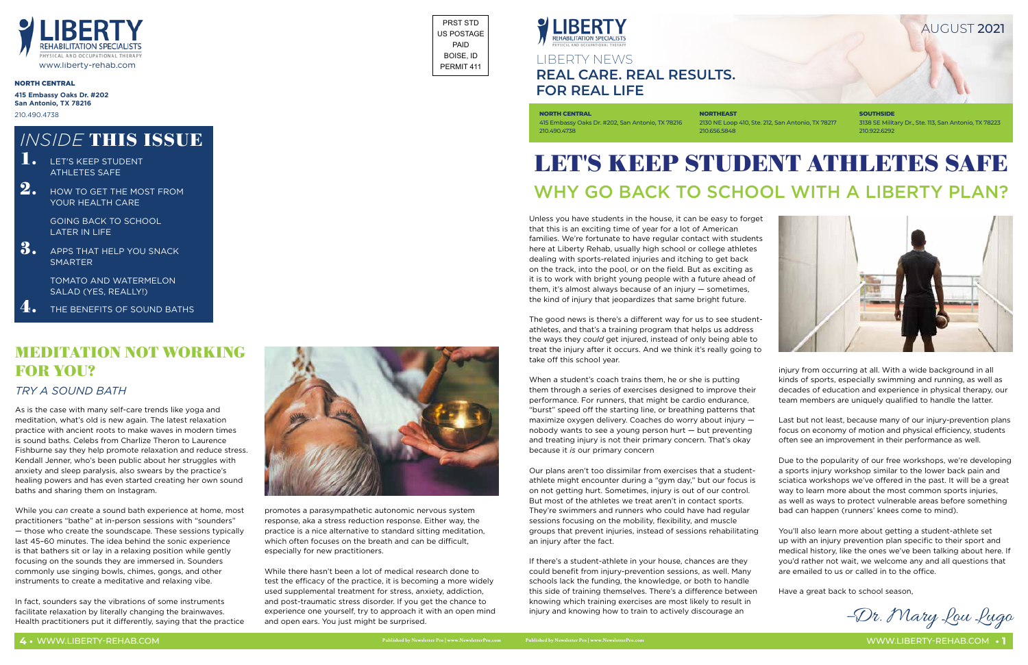LIBERTY REHABILITATION SPECIALISTS
PHYSICAL AND OCCUPATIONAL THERAPY
www.liberty-rehab.com

**NORTH CENTRAL**
**415 Embassy Oaks Dr. #202**
**San Antonio, TX 78216**
210.490.4738

PRST STD
US POSTAGE
PAID
BOISE, ID
PERMIT 411

## *INSIDE* THIS ISSUE

1. LET'S KEEP STUDENT ATHLETES SAFE
2. HOW TO GET THE MOST FROM YOUR HEALTH CARE

   GOING BACK TO SCHOOL LATER IN LIFE
3. APPS THAT HELP YOU SNACK SMARTER

   TOMATO AND WATERMELON SALAD (YES, REALLY!)
4. THE BENEFITS OF SOUND BATHS

# MEDITATION NOT WORKING FOR YOU?

### *TRY A SOUND BATH*

As is the case with many self-care trends like yoga and meditation, what's old is new again. The latest relaxation practice with ancient roots to make waves in modern times is sound baths. Celebs from Charlize Theron to Laurence Fishburne say they help promote relaxation and reduce stress. Kendall Jenner, who's been public about her struggles with anxiety and sleep paralysis, also swears by the practice's healing powers and has even started creating her own sound baths and sharing them on Instagram.

While you *can* create a sound bath experience at home, most practitioners "bathe" at in-person sessions with "sounders" — those who create the soundscape. These sessions typically last 45–60 minutes. The idea behind the sonic experience is that bathers sit or lay in a relaxing position while gently focusing on the sounds they are immersed in. Sounders commonly use singing bowls, chimes, gongs, and other instruments to create a meditative and relaxing vibe.

In fact, sounders say the vibrations of some instruments facilitate relaxation by literally changing the brainwaves. Health practitioners put it differently, saying that the practice promotes a parasympathetic autonomic nervous system response, aka a stress reduction response. Either way, the practice is a nice alternative to standard sitting meditation, which often focuses on the breath and can be difficult, especially for new practitioners.

While there hasn't been a lot of medical research done to test the efficacy of the practice, it is becoming a more widely used supplemental treatment for stress, anxiety, addiction, and post-traumatic stress disorder. If you get the chance to experience one yourself, try to approach it with an open mind and open ears. You just might be surprised.

---

LIBERTY REHABILITATION SPECIALISTS
PHYSICAL AND OCCUPATIONAL THERAPY

AUGUST 2021

LIBERTY NEWS
**REAL CARE. REAL RESULTS. FOR REAL LIFE**

**NORTH CENTRAL**
415 Embassy Oaks Dr. #202, San Antonio, TX 78216
210.490.4738

**NORTHEAST**
2130 NE Loop 410, Ste. 212, San Antonio, TX 78217
210.656.5848

**SOUTHSIDE**
3138 SE Military Dr., Ste. 113, San Antonio, TX 78223
210.922.6292

# LET'S KEEP STUDENT ATHLETES SAFE

## WHY GO BACK TO SCHOOL WITH A LIBERTY PLAN?

Unless you have students in the house, it can be easy to forget that this is an exciting time of year for a lot of American families. We're fortunate to have regular contact with students here at Liberty Rehab, usually high school or college athletes dealing with sports-related injuries and itching to get back on the track, into the pool, or on the field. But as exciting as it is to work with bright young people with a future ahead of them, it's almost always because of an injury — sometimes, the kind of injury that jeopardizes that same bright future.

The good news is there's a different way for us to see student-athletes, and that's a training program that helps us address the ways they *could* get injured, instead of only being able to treat the injury after it occurs. And we think it's really going to take off this school year.

When a student's coach trains them, he or she is putting them through a series of exercises designed to improve their performance. For runners, that might be cardio endurance, "burst" speed off the starting line, or breathing patterns that maximize oxygen delivery. Coaches do worry about injury — nobody wants to see a young person hurt — but preventing and treating injury is not their primary concern. That's okay because it *is* our primary concern

Our plans aren't too dissimilar from exercises that a student-athlete might encounter during a "gym day," but our focus is on not getting hurt. Sometimes, injury is out of our control. But most of the athletes we treat aren't in contact sports. They're swimmers and runners who could have had regular sessions focusing on the mobility, flexibility, and muscle groups that prevent injuries, instead of sessions rehabilitating an injury after the fact.

If there's a student-athlete in your house, chances are they could benefit from injury-prevention sessions, as well. Many schools lack the funding, the knowledge, or both to handle this side of training themselves. There's a difference between knowing which training exercises are most likely to result in injury and knowing how to train to actively discourage an injury from occurring at all. With a wide background in all kinds of sports, especially swimming and running, as well as decades of education and experience in physical therapy, our team members are uniquely qualified to handle the latter.

Last but not least, because many of our injury-prevention plans focus on economy of motion and physical efficiency, students often see an improvement in their performance as well.

Due to the popularity of our free workshops, we're developing a sports injury workshop similar to the lower back pain and sciatica workshops we've offered in the past. It will be a great way to learn more about the most common sports injuries, as well as ways to protect vulnerable areas before something bad can happen (runners' knees come to mind).

You'll also learn more about getting a student-athlete set up with an injury prevention plan specific to their sport and medical history, like the ones we've been talking about here. If you'd rather not wait, we welcome any and all questions that are emailed to us or called in to the office.

Have a great back to school season,

–Dr. Mary Lou Lugo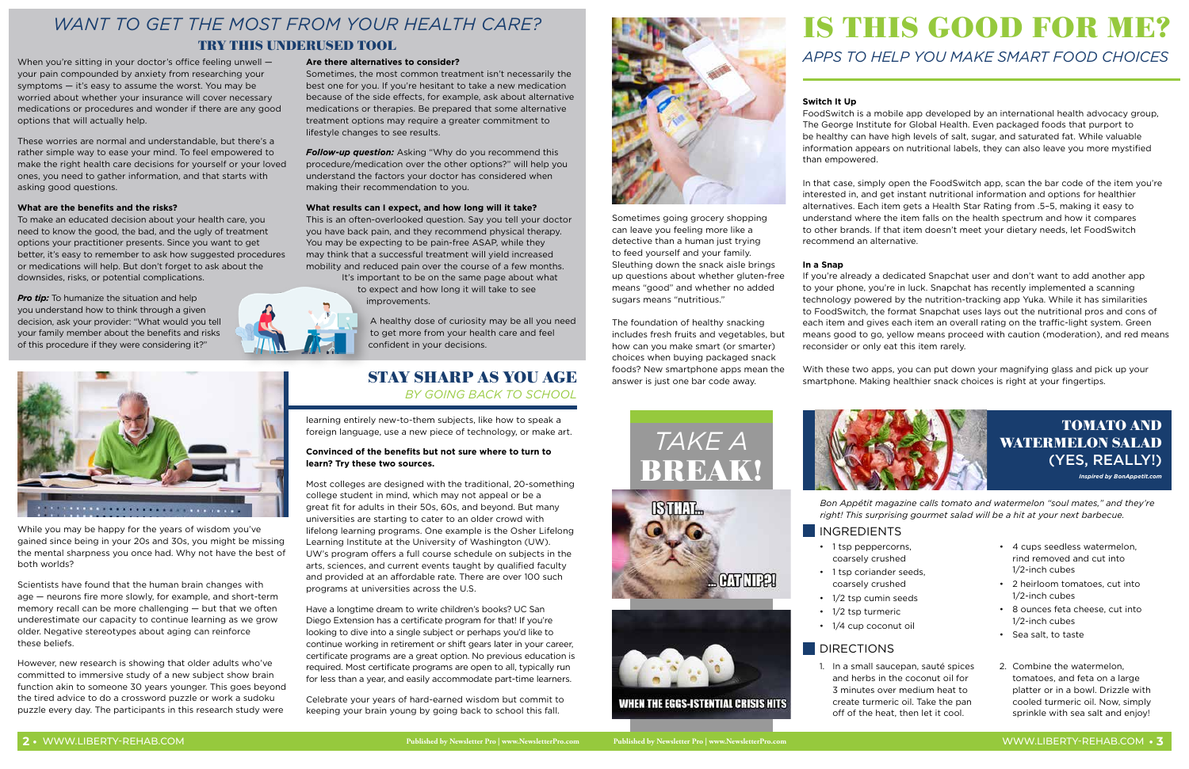# WANT TO GET THE MOST FROM YOUR HEALTH CARE?

## TRY THIS UNDERUSED TOOL

When you're sitting in your doctor's office feeling unwell — your pain compounded by anxiety from researching your symptoms — it's easy to assume the worst. You may be worried about whether your insurance will cover necessary medications or procedures and wonder if there are any good options that will actually help.

These worries are normal and understandable, but there's a rather simple way to ease your mind. To feel empowered to make the right health care decisions for yourself or your loved ones, you need to gather information, and that starts with asking good questions.

**What are the benefits and the risks?**

To make an educated decision about your health care, you need to know the good, the bad, and the ugly of treatment options your practitioner presents. Since you want to get better, it's easy to remember to ask how suggested procedures or medications will help. But don't forget to ask about the downsides, risks, or potential complications.

***Pro tip:*** To humanize the situation and help you understand how to think through a given decision, ask your provider: "What would you tell your family member about the benefits and risks of this procedure if they were considering it?"

**Are there alternatives to consider?**

Sometimes, the most common treatment isn't necessarily the best one for you. If you're hesitant to take a new medication because of the side effects, for example, ask about alternative medications or therapies. Be prepared that some alternative treatment options may require a greater commitment to lifestyle changes to see results.

***Follow-up question:*** Asking "Why do you recommend this procedure/medication over the other options?" will help you understand the factors your doctor has considered when making their recommendation to you.

**What results can I expect, and how long will it take?**

This is an often-overlooked question. Say you tell your doctor you have back pain, and they recommend physical therapy. You may be expecting to be pain-free ASAP, while they may think that a successful treatment will yield increased mobility and reduced pain over the course of a few months. It's important to be on the same page about what to expect and how long it will take to see improvements.

A healthy dose of curiosity may be all you need to get more from your health care and feel confident in your decisions.

# STAY SHARP AS YOU AGE

## BY GOING BACK TO SCHOOL

While you may be happy for the years of wisdom you've gained since being in your 20s and 30s, you might be missing the mental sharpness you once had. Why not have the best of both worlds?

Scientists have found that the human brain changes with age — neurons fire more slowly, for example, and short-term memory recall can be more challenging — but that we often underestimate our capacity to continue learning as we grow older. Negative stereotypes about aging can reinforce these beliefs.

However, new research is showing that older adults who've committed to immersive study of a new subject show brain function akin to someone 30 years younger. This goes beyond the tired advice to do a crossword puzzle or work a sudoku puzzle every day. The participants in this research study were learning entirely new-to-them subjects, like how to speak a foreign language, use a new piece of technology, or make art.

**Convinced of the benefits but not sure where to turn to learn? Try these two sources.**

Most colleges are designed with the traditional, 20-something college student in mind, which may not appeal or be a great fit for adults in their 50s, 60s, and beyond. But many universities are starting to cater to an older crowd with lifelong learning programs. One example is the Osher Lifelong Learning Institute at the University of Washington (UW). UW's program offers a full course schedule on subjects in the arts, sciences, and current events taught by qualified faculty and provided at an affordable rate. There are over 100 such programs at universities across the U.S.

Have a longtime dream to write children's books? UC San Diego Extension has a certificate program for that! If you're looking to dive into a single subject or perhaps you'd like to continue working in retirement or shift gears later in your career, certificate programs are a great option. No previous education is required. Most certificate programs are open to all, typically run for less than a year, and easily accommodate part-time learners.

Celebrate your years of hard-earned wisdom but commit to keeping your brain young by going back to school this fall.

# IS THIS GOOD FOR ME?

## APPS TO HELP YOU MAKE SMART FOOD CHOICES

Sometimes going grocery shopping can leave you feeling more like a detective than a human just trying to feed yourself and your family. Sleuthing down the snack aisle brings up questions about whether gluten-free means "good" and whether no added sugars means "nutritious."

The foundation of healthy snacking includes fresh fruits and vegetables, but how can you make smart (or smarter) choices when buying packaged snack foods? New smartphone apps mean the answer is just one bar code away.

**Switch It Up**

FoodSwitch is a mobile app developed by an international health advocacy group, The George Institute for Global Health. Even packaged foods that purport to be healthy can have high levels of salt, sugar, and saturated fat. While valuable information appears on nutritional labels, they can also leave you more mystified than empowered.

In that case, simply open the FoodSwitch app, scan the bar code of the item you're interested in, and get instant nutritional information and options for healthier alternatives. Each item gets a Health Star Rating from .5–5, making it easy to understand where the item falls on the health spectrum and how it compares to other brands. If that item doesn't meet your dietary needs, let FoodSwitch recommend an alternative.

**In a Snap**

If you're already a dedicated Snapchat user and don't want to add another app to your phone, you're in luck. Snapchat has recently implemented a scanning technology powered by the nutrition-tracking app Yuka. While it has similarities to FoodSwitch, the format Snapchat uses lays out the nutritional pros and cons of each item and gives each item an overall rating on the traffic-light system. Green means good to go, yellow means proceed with caution (moderation), and red means reconsider or only eat this item rarely.

With these two apps, you can put down your magnifying glass and pick up your smartphone. Making healthier snack choices is right at your fingertips.

# TAKE A BREAK!

IS THAT... ...CAT NIP?!

WHEN THE EGGS-ISTENTIAL CRISIS HITS

# TOMATO AND WATERMELON SALAD (YES, REALLY!)

*Inspired by BonAppetit.com*

*Bon Appétit magazine calls tomato and watermelon "soul mates," and they're right! This surprising gourmet salad will be a hit at your next barbecue.*

### INGREDIENTS

- 1 tsp peppercorns, coarsely crushed
- 1 tsp coriander seeds, coarsely crushed
- 1/2 tsp cumin seeds
- 1/2 tsp turmeric
- 1/4 cup coconut oil
- 4 cups seedless watermelon, rind removed and cut into 1/2-inch cubes
- 2 heirloom tomatoes, cut into 1/2-inch cubes
- 8 ounces feta cheese, cut into 1/2-inch cubes
- Sea salt, to taste

### DIRECTIONS

1. In a small saucepan, sauté spices and herbs in the coconut oil for 3 minutes over medium heat to create turmeric oil. Take the pan off of the heat, then let it cool.
2. Combine the watermelon, tomatoes, and feta on a large platter or in a bowl. Drizzle with cooled turmeric oil. Now, simply sprinkle with sea salt and enjoy!